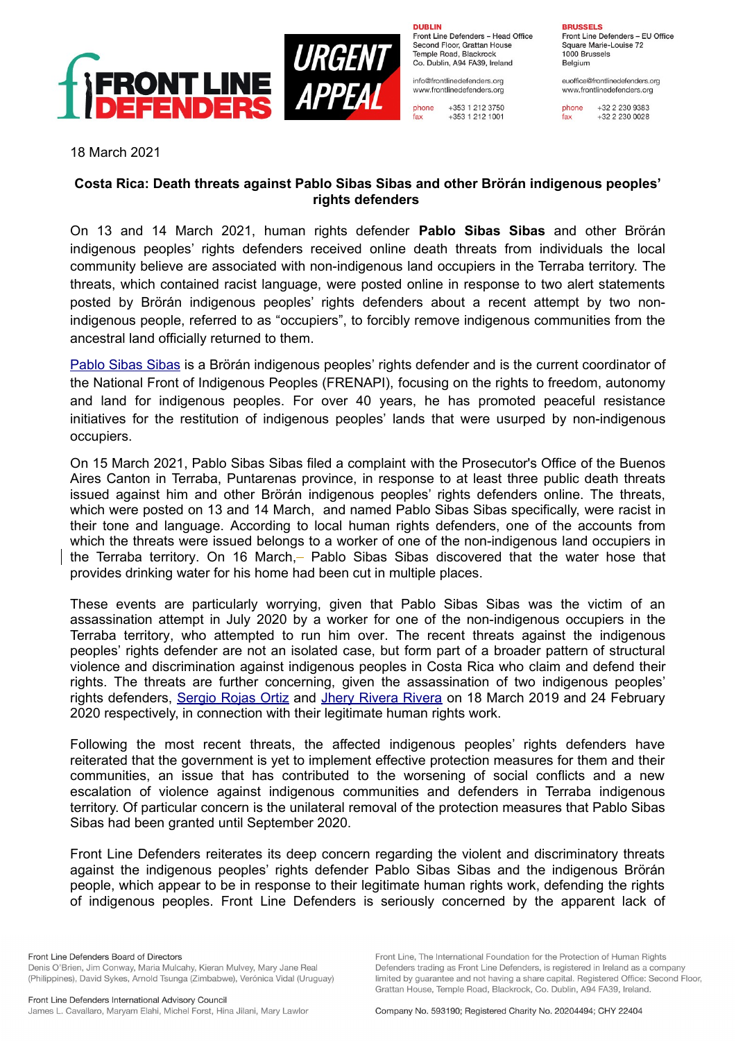FRONT LINE DEFENDERS

URGENT APPEAL

**DUBLIN**
Front Line Defenders – Head Office
Second Floor, Grattan House
Temple Road, Blackrock
Co. Dublin, A94 FA39, Ireland

info@frontlinedefenders.org
www.frontlinedefenders.org

phone +353 1 212 3750
fax +353 1 212 1001

**BRUSSELS**
Front Line Defenders – EU Office
Square Marie-Louise 72
1000 Brussels
Belgium

euoffice@frontlinedefenders.org
www.frontlinedefenders.org

phone +32 2 230 9383
fax +32 2 230 0028

18 March 2021

## Costa Rica: Death threats against Pablo Sibas Sibas and other Broran indigenous peoples' rights defenders

On 13 and 14 March 2021, human rights defender **Pablo Sibas Sibas** and other Broran indigenous peoples' rights defenders received online death threats from individuals the local community believe are associated with non-indigenous land occupiers in the Terraba territory. The threats, which contained racist language, were posted online in response to two alert statements posted by Broran indigenous peoples' rights defenders about a recent attempt by two non-indigenous people, referred to as "occupiers", to forcibly remove indigenous communities from the ancestral land officially returned to them.

Pablo Sibas Sibas is a Broran indigenous peoples' rights defender and is the current coordinator of the National Front of Indigenous Peoples (FRENAPI), focusing on the rights to freedom, autonomy and land for indigenous peoples. For over 40 years, he has promoted peaceful resistance initiatives for the restitution of indigenous peoples' lands that were usurped by non-indigenous occupiers.

On 15 March 2021, Pablo Sibas Sibas filed a complaint with the Prosecutor's Office of the Buenos Aires Canton in Terraba, Puntarenas province, in response to at least three public death threats issued against him and other Broran indigenous peoples' rights defenders online. The threats, which were posted on 13 and 14 March, and named Pablo Sibas Sibas specifically, were racist in their tone and language. According to local human rights defenders, one of the accounts from which the threats were issued belongs to a worker of one of the non-indigenous land occupiers in the Terraba territory. On 16 March, Pablo Sibas Sibas discovered that the water hose that provides drinking water for his home had been cut in multiple places.

These events are particularly worrying, given that Pablo Sibas Sibas was the victim of an assassination attempt in July 2020 by a worker for one of the non-indigenous occupiers in the Terraba territory, who attempted to run him over. The recent threats against the indigenous peoples' rights defender are not an isolated case, but form part of a broader pattern of structural violence and discrimination against indigenous peoples in Costa Rica who claim and defend their rights. The threats are further concerning, given the assassination of two indigenous peoples' rights defenders, Sergio Rojas Ortiz and Jhery Rivera Rivera on 18 March 2019 and 24 February 2020 respectively, in connection with their legitimate human rights work.

Following the most recent threats, the affected indigenous peoples' rights defenders have reiterated that the government is yet to implement effective protection measures for them and their communities, an issue that has contributed to the worsening of social conflicts and a new escalation of violence against indigenous communities and defenders in Terraba indigenous territory. Of particular concern is the unilateral removal of the protection measures that Pablo Sibas Sibas had been granted until September 2020.

Front Line Defenders reiterates its deep concern regarding the violent and discriminatory threats against the indigenous peoples' rights defender Pablo Sibas Sibas and the indigenous Broran people, which appear to be in response to their legitimate human rights work, defending the rights of indigenous peoples. Front Line Defenders is seriously concerned by the apparent lack of

Front Line Defenders Board of Directors
Denis O'Brien, Jim Conway, Maria Mulcahy, Kieran Mulvey, Mary Jane Real (Philippines), David Sykes, Arnold Tsunga (Zimbabwe), Verónica Vidal (Uruguay)

Front Line Defenders International Advisory Council
James L. Cavallaro, Maryam Elahi, Michel Forst, Hina Jilani, Mary Lawlor

Front Line, The International Foundation for the Protection of Human Rights Defenders trading as Front Line Defenders, is registered in Ireland as a company limited by guarantee and not having a share capital. Registered Office: Second Floor, Grattan House, Temple Road, Blackrock, Co. Dublin, A94 FA39, Ireland.

Company No. 593190; Registered Charity No. 20204494; CHY 22404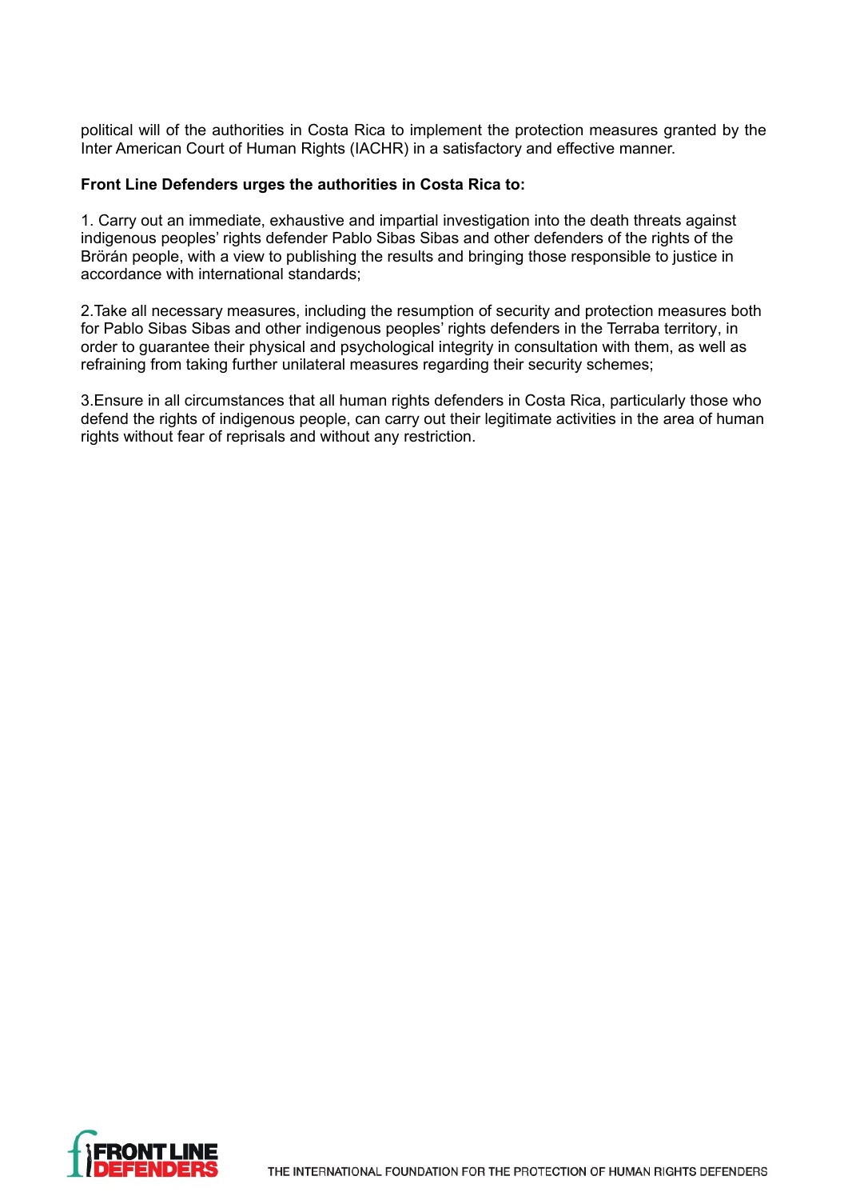political will of the authorities in Costa Rica to implement the protection measures granted by the Inter American Court of Human Rights (IACHR) in a satisfactory and effective manner.

**Front Line Defenders urges the authorities in Costa Rica to:**

1. Carry out an immediate, exhaustive and impartial investigation into the death threats against indigenous peoples' rights defender Pablo Sibas Sibas and other defenders of the rights of the Brörán people, with a view to publishing the results and bringing those responsible to justice in accordance with international standards;

2.Take all necessary measures, including the resumption of security and protection measures both for Pablo Sibas Sibas and other indigenous peoples' rights defenders in the Terraba territory, in order to guarantee their physical and psychological integrity in consultation with them, as well as refraining from taking further unilateral measures regarding their security schemes;

3.Ensure in all circumstances that all human rights defenders in Costa Rica, particularly those who defend the rights of indigenous people, can carry out their legitimate activities in the area of human rights without fear of reprisals and without any restriction.